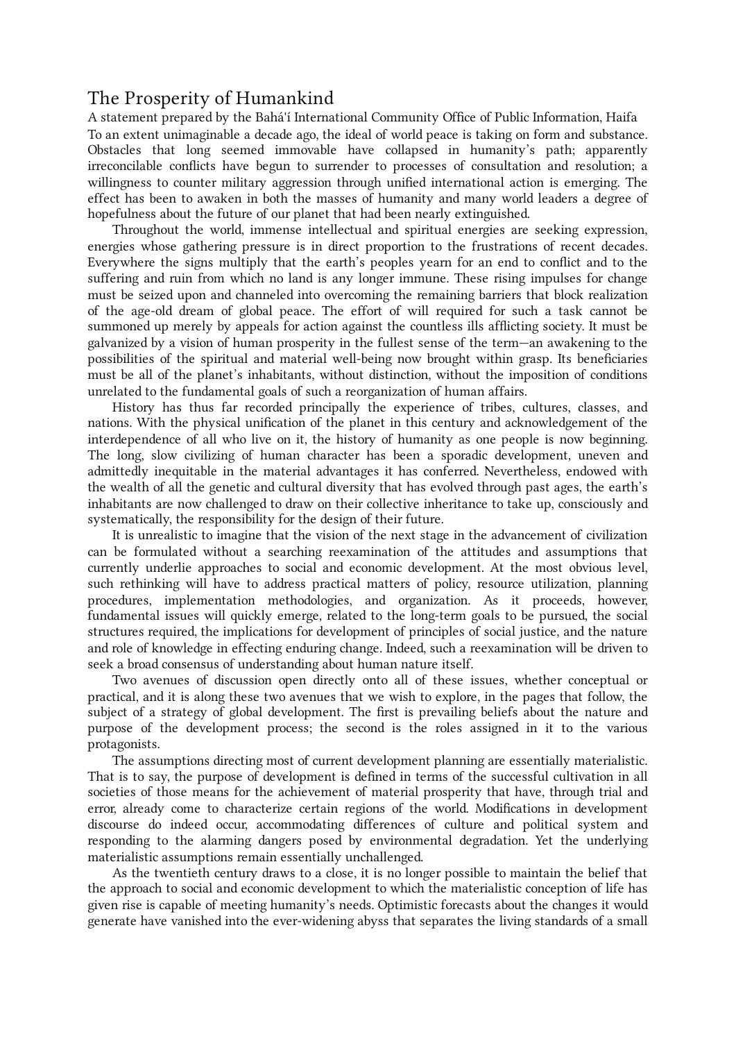# The Prosperity of Humankind

A statement prepared by the Bahá'í International Community Office of Public Information, Haifa

To an extent unimaginable a decade ago, the ideal of world peace is taking on form and substance. Obstacles that long seemed immovable have collapsed in humanity's path; apparently irreconcilable conflicts have begun to surrender to processes of consultation and resolution; a willingness to counter military aggression through unified international action is emerging. The effect has been to awaken in both the masses of humanity and many world leaders a degree of hopefulness about the future of our planet that had been nearly extinguished.

Throughout the world, immense intellectual and spiritual energies are seeking expression, energies whose gathering pressure is in direct proportion to the frustrations of recent decades. Everywhere the signs multiply that the earth's peoples yearn for an end to conflict and to the suffering and ruin from which no land is any longer immune. These rising impulses for change must be seized upon and channeled into overcoming the remaining barriers that block realization of the age-old dream of global peace. The effort of will required for such a task cannot be summoned up merely by appeals for action against the countless ills afflicting society. It must be galvanized by a vision of human prosperity in the fullest sense of the term—an awakening to the possibilities of the spiritual and material well-being now brought within grasp. Its beneficiaries must be all of the planet's inhabitants, without distinction, without the imposition of conditions unrelated to the fundamental goals of such a reorganization of human affairs.

History has thus far recorded principally the experience of tribes, cultures, classes, and nations. With the physical unification of the planet in this century and acknowledgement of the interdependence of all who live on it, the history of humanity as one people is now beginning. The long, slow civilizing of human character has been a sporadic development, uneven and admittedly inequitable in the material advantages it has conferred. Nevertheless, endowed with the wealth of all the genetic and cultural diversity that has evolved through past ages, the earth's inhabitants are now challenged to draw on their collective inheritance to take up, consciously and systematically, the responsibility for the design of their future.

It is unrealistic to imagine that the vision of the next stage in the advancement of civilization can be formulated without a searching reexamination of the attitudes and assumptions that currently underlie approaches to social and economic development. At the most obvious level, such rethinking will have to address practical matters of policy, resource utilization, planning procedures, implementation methodologies, and organization. As it proceeds, however, fundamental issues will quickly emerge, related to the long-term goals to be pursued, the social structures required, the implications for development of principles of social justice, and the nature and role of knowledge in effecting enduring change. Indeed, such a reexamination will be driven to seek a broad consensus of understanding about human nature itself.

Two avenues of discussion open directly onto all of these issues, whether conceptual or practical, and it is along these two avenues that we wish to explore, in the pages that follow, the subject of a strategy of global development. The first is prevailing beliefs about the nature and purpose of the development process; the second is the roles assigned in it to the various protagonists.

The assumptions directing most of current development planning are essentially materialistic. That is to say, the purpose of development is defined in terms of the successful cultivation in all societies of those means for the achievement of material prosperity that have, through trial and error, already come to characterize certain regions of the world. Modifications in development discourse do indeed occur, accommodating differences of culture and political system and responding to the alarming dangers posed by environmental degradation. Yet the underlying materialistic assumptions remain essentially unchallenged.

As the twentieth century draws to a close, it is no longer possible to maintain the belief that the approach to social and economic development to which the materialistic conception of life has given rise is capable of meeting humanity's needs. Optimistic forecasts about the changes it would generate have vanished into the ever-widening abyss that separates the living standards of a small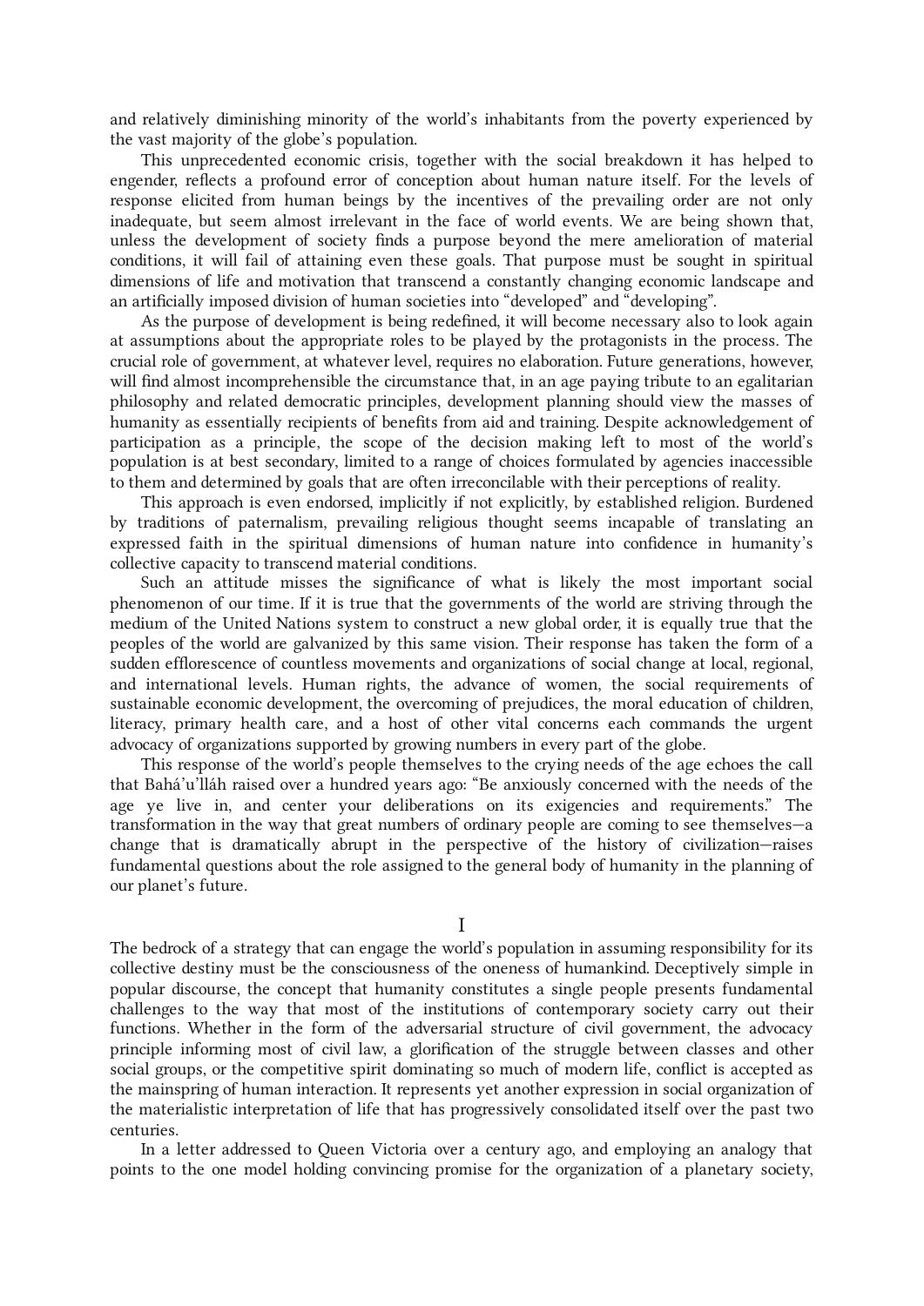and relatively diminishing minority of the world's inhabitants from the poverty experienced by the vast majority of the globe's population.

This unprecedented economic crisis, together with the social breakdown it has helped to engender, reflects a profound error of conception about human nature itself. For the levels of response elicited from human beings by the incentives of the prevailing order are not only inadequate, but seem almost irrelevant in the face of world events. We are being shown that, unless the development of society finds a purpose beyond the mere amelioration of material conditions, it will fail of attaining even these goals. That purpose must be sought in spiritual dimensions of life and motivation that transcend a constantly changing economic landscape and an artificially imposed division of human societies into "developed" and "developing".

As the purpose of development is being redefined, it will become necessary also to look again at assumptions about the appropriate roles to be played by the protagonists in the process. The crucial role of government, at whatever level, requires no elaboration. Future generations, however, will find almost incomprehensible the circumstance that, in an age paying tribute to an egalitarian philosophy and related democratic principles, development planning should view the masses of humanity as essentially recipients of benefits from aid and training. Despite acknowledgement of participation as a principle, the scope of the decision making left to most of the world's population is at best secondary, limited to a range of choices formulated by agencies inaccessible to them and determined by goals that are often irreconcilable with their perceptions of reality.

This approach is even endorsed, implicitly if not explicitly, by established religion. Burdened by traditions of paternalism, prevailing religious thought seems incapable of translating an expressed faith in the spiritual dimensions of human nature into confidence in humanity's collective capacity to transcend material conditions.

Such an attitude misses the significance of what is likely the most important social phenomenon of our time. If it is true that the governments of the world are striving through the medium of the United Nations system to construct a new global order, it is equally true that the peoples of the world are galvanized by this same vision. Their response has taken the form of a sudden efflorescence of countless movements and organizations of social change at local, regional, and international levels. Human rights, the advance of women, the social requirements of sustainable economic development, the overcoming of prejudices, the moral education of children, literacy, primary health care, and a host of other vital concerns each commands the urgent advocacy of organizations supported by growing numbers in every part of the globe.

This response of the world's people themselves to the crying needs of the age echoes the call that Bahá'u'lláh raised over a hundred years ago: "Be anxiously concerned with the needs of the age ye live in, and center your deliberations on its exigencies and requirements." The transformation in the way that great numbers of ordinary people are coming to see themselves—a change that is dramatically abrupt in the perspective of the history of civilization—raises fundamental questions about the role assigned to the general body of humanity in the planning of our planet's future.

## I

The bedrock of a strategy that can engage the world's population in assuming responsibility for its collective destiny must be the consciousness of the oneness of humankind. Deceptively simple in popular discourse, the concept that humanity constitutes a single people presents fundamental challenges to the way that most of the institutions of contemporary society carry out their functions. Whether in the form of the adversarial structure of civil government, the advocacy principle informing most of civil law, a glorification of the struggle between classes and other social groups, or the competitive spirit dominating so much of modern life, conflict is accepted as the mainspring of human interaction. It represents yet another expression in social organization of the materialistic interpretation of life that has progressively consolidated itself over the past two centuries.

In a letter addressed to Queen Victoria over a century ago, and employing an analogy that points to the one model holding convincing promise for the organization of a planetary society,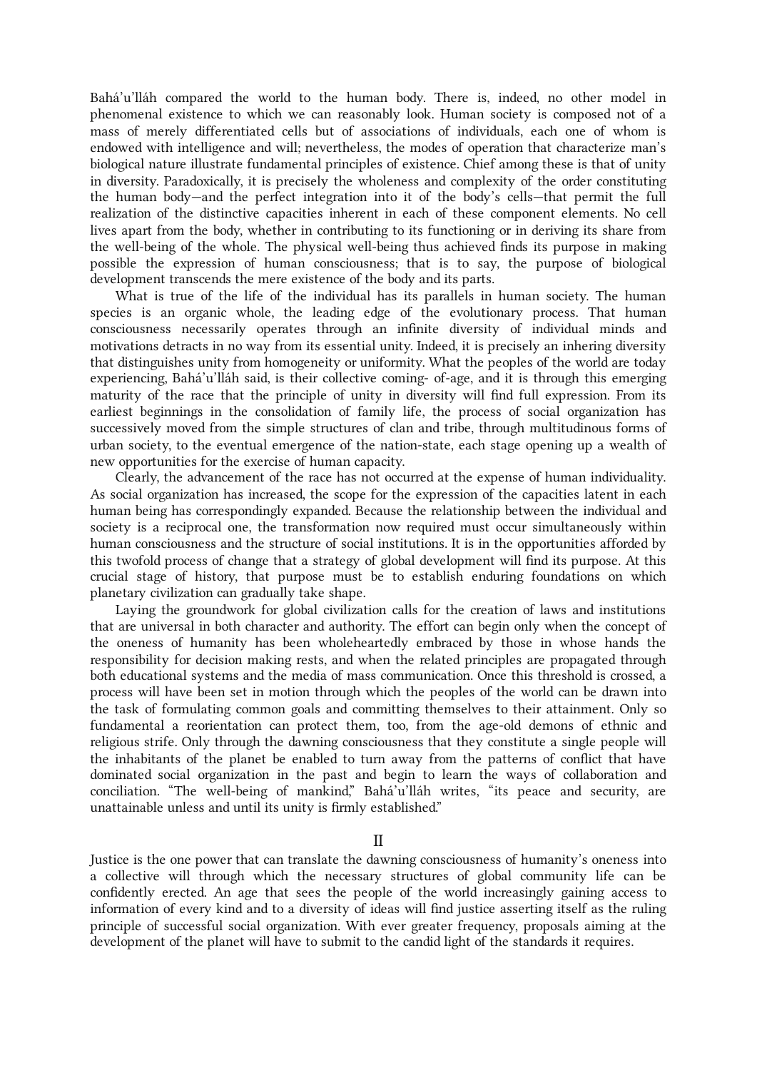Bahá'u'lláh compared the world to the human body. There is, indeed, no other model in phenomenal existence to which we can reasonably look. Human society is composed not of a mass of merely differentiated cells but of associations of individuals, each one of whom is endowed with intelligence and will; nevertheless, the modes of operation that characterize man's biological nature illustrate fundamental principles of existence. Chief among these is that of unity in diversity. Paradoxically, it is precisely the wholeness and complexity of the order constituting the human body—and the perfect integration into it of the body's cells—that permit the full realization of the distinctive capacities inherent in each of these component elements. No cell lives apart from the body, whether in contributing to its functioning or in deriving its share from the well-being of the whole. The physical well-being thus achieved finds its purpose in making possible the expression of human consciousness; that is to say, the purpose of biological development transcends the mere existence of the body and its parts.

What is true of the life of the individual has its parallels in human society. The human species is an organic whole, the leading edge of the evolutionary process. That human consciousness necessarily operates through an infinite diversity of individual minds and motivations detracts in no way from its essential unity. Indeed, it is precisely an inhering diversity that distinguishes unity from homogeneity or uniformity. What the peoples of the world are today experiencing, Bahá'u'lláh said, is their collective coming- of-age, and it is through this emerging maturity of the race that the principle of unity in diversity will find full expression. From its earliest beginnings in the consolidation of family life, the process of social organization has successively moved from the simple structures of clan and tribe, through multitudinous forms of urban society, to the eventual emergence of the nation-state, each stage opening up a wealth of new opportunities for the exercise of human capacity.

Clearly, the advancement of the race has not occurred at the expense of human individuality. As social organization has increased, the scope for the expression of the capacities latent in each human being has correspondingly expanded. Because the relationship between the individual and society is a reciprocal one, the transformation now required must occur simultaneously within human consciousness and the structure of social institutions. It is in the opportunities afforded by this twofold process of change that a strategy of global development will find its purpose. At this crucial stage of history, that purpose must be to establish enduring foundations on which planetary civilization can gradually take shape.

Laying the groundwork for global civilization calls for the creation of laws and institutions that are universal in both character and authority. The effort can begin only when the concept of the oneness of humanity has been wholeheartedly embraced by those in whose hands the responsibility for decision making rests, and when the related principles are propagated through both educational systems and the media of mass communication. Once this threshold is crossed, a process will have been set in motion through which the peoples of the world can be drawn into the task of formulating common goals and committing themselves to their attainment. Only so fundamental a reorientation can protect them, too, from the age-old demons of ethnic and religious strife. Only through the dawning consciousness that they constitute a single people will the inhabitants of the planet be enabled to turn away from the patterns of conflict that have dominated social organization in the past and begin to learn the ways of collaboration and conciliation. "The well-being of mankind," Bahá'u'lláh writes, "its peace and security, are unattainable unless and until its unity is firmly established."

## II

Justice is the one power that can translate the dawning consciousness of humanity's oneness into a collective will through which the necessary structures of global community life can be confidently erected. An age that sees the people of the world increasingly gaining access to information of every kind and to a diversity of ideas will find justice asserting itself as the ruling principle of successful social organization. With ever greater frequency, proposals aiming at the development of the planet will have to submit to the candid light of the standards it requires.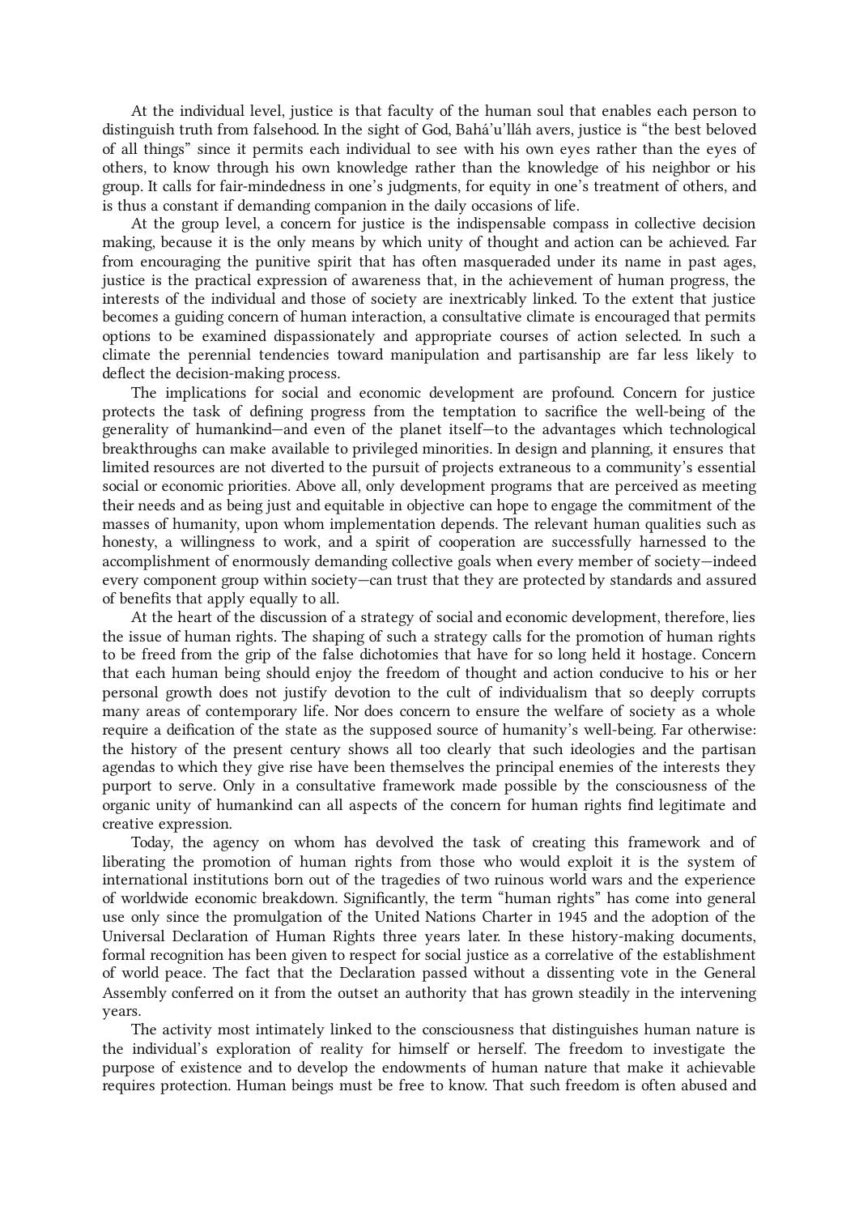At the individual level, justice is that faculty of the human soul that enables each person to distinguish truth from falsehood. In the sight of God, Bahá'u'lláh avers, justice is "the best beloved of all things" since it permits each individual to see with his own eyes rather than the eyes of others, to know through his own knowledge rather than the knowledge of his neighbor or his group. It calls for fair-mindedness in one's judgments, for equity in one's treatment of others, and is thus a constant if demanding companion in the daily occasions of life.

At the group level, a concern for justice is the indispensable compass in collective decision making, because it is the only means by which unity of thought and action can be achieved. Far from encouraging the punitive spirit that has often masqueraded under its name in past ages, justice is the practical expression of awareness that, in the achievement of human progress, the interests of the individual and those of society are inextricably linked. To the extent that justice becomes a guiding concern of human interaction, a consultative climate is encouraged that permits options to be examined dispassionately and appropriate courses of action selected. In such a climate the perennial tendencies toward manipulation and partisanship are far less likely to deflect the decision-making process.

The implications for social and economic development are profound. Concern for justice protects the task of defining progress from the temptation to sacrifice the well-being of the generality of humankind—and even of the planet itself—to the advantages which technological breakthroughs can make available to privileged minorities. In design and planning, it ensures that limited resources are not diverted to the pursuit of projects extraneous to a community's essential social or economic priorities. Above all, only development programs that are perceived as meeting their needs and as being just and equitable in objective can hope to engage the commitment of the masses of humanity, upon whom implementation depends. The relevant human qualities such as honesty, a willingness to work, and a spirit of cooperation are successfully harnessed to the accomplishment of enormously demanding collective goals when every member of society—indeed every component group within society—can trust that they are protected by standards and assured of benefits that apply equally to all.

At the heart of the discussion of a strategy of social and economic development, therefore, lies the issue of human rights. The shaping of such a strategy calls for the promotion of human rights to be freed from the grip of the false dichotomies that have for so long held it hostage. Concern that each human being should enjoy the freedom of thought and action conducive to his or her personal growth does not justify devotion to the cult of individualism that so deeply corrupts many areas of contemporary life. Nor does concern to ensure the welfare of society as a whole require a deification of the state as the supposed source of humanity's well-being. Far otherwise: the history of the present century shows all too clearly that such ideologies and the partisan agendas to which they give rise have been themselves the principal enemies of the interests they purport to serve. Only in a consultative framework made possible by the consciousness of the organic unity of humankind can all aspects of the concern for human rights find legitimate and creative expression.

Today, the agency on whom has devolved the task of creating this framework and of liberating the promotion of human rights from those who would exploit it is the system of international institutions born out of the tragedies of two ruinous world wars and the experience of worldwide economic breakdown. Significantly, the term "human rights" has come into general use only since the promulgation of the United Nations Charter in 1945 and the adoption of the Universal Declaration of Human Rights three years later. In these history-making documents, formal recognition has been given to respect for social justice as a correlative of the establishment of world peace. The fact that the Declaration passed without a dissenting vote in the General Assembly conferred on it from the outset an authority that has grown steadily in the intervening years.

The activity most intimately linked to the consciousness that distinguishes human nature is the individual's exploration of reality for himself or herself. The freedom to investigate the purpose of existence and to develop the endowments of human nature that make it achievable requires protection. Human beings must be free to know. That such freedom is often abused and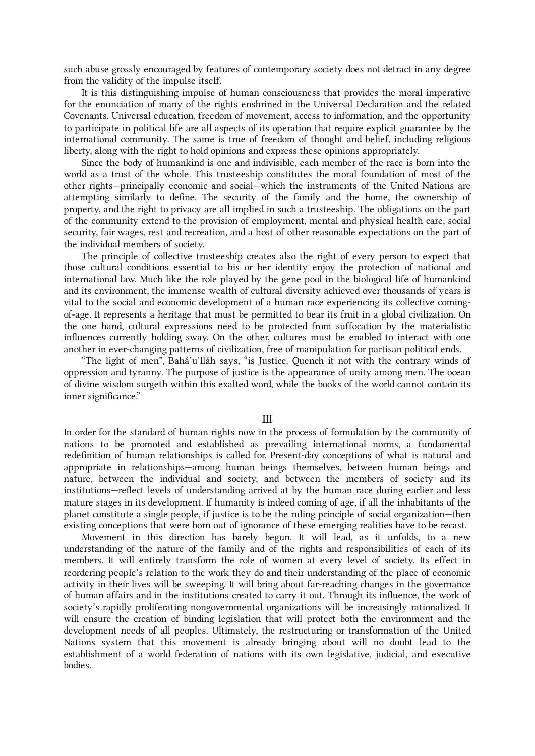such abuse grossly encouraged by features of contemporary society does not detract in any degree from the validity of the impulse itself.

It is this distinguishing impulse of human consciousness that provides the moral imperative for the enunciation of many of the rights enshrined in the Universal Declaration and the related Covenants. Universal education, freedom of movement, access to information, and the opportunity to participate in political life are all aspects of its operation that require explicit guarantee by the international community. The same is true of freedom of thought and belief, including religious liberty, along with the right to hold opinions and express these opinions appropriately.

Since the body of humankind is one and indivisible, each member of the race is born into the world as a trust of the whole. This trusteeship constitutes the moral foundation of most of the other rights—principally economic and social—which the instruments of the United Nations are attempting similarly to define. The security of the family and the home, the ownership of property, and the right to privacy are all implied in such a trusteeship. The obligations on the part of the community extend to the provision of employment, mental and physical health care, social security, fair wages, rest and recreation, and a host of other reasonable expectations on the part of the individual members of society.

The principle of collective trusteeship creates also the right of every person to expect that those cultural conditions essential to his or her identity enjoy the protection of national and international law. Much like the role played by the gene pool in the biological life of humankind and its environment, the immense wealth of cultural diversity achieved over thousands of years is vital to the social and economic development of a human race experiencing its collective coming-of-age. It represents a heritage that must be permitted to bear its fruit in a global civilization. On the one hand, cultural expressions need to be protected from suffocation by the materialistic influences currently holding sway. On the other, cultures must be enabled to interact with one another in ever-changing patterns of civilization, free of manipulation for partisan political ends.

"The light of men", Bahá'u'lláh says, "is Justice. Quench it not with the contrary winds of oppression and tyranny. The purpose of justice is the appearance of unity among men. The ocean of divine wisdom surgeth within this exalted word, while the books of the world cannot contain its inner significance."

## III

In order for the standard of human rights now in the process of formulation by the community of nations to be promoted and established as prevailing international norms, a fundamental redefinition of human relationships is called for. Present-day conceptions of what is natural and appropriate in relationships—among human beings themselves, between human beings and nature, between the individual and society, and between the members of society and its institutions—reflect levels of understanding arrived at by the human race during earlier and less mature stages in its development. If humanity is indeed coming of age, if all the inhabitants of the planet constitute a single people, if justice is to be the ruling principle of social organization—then existing conceptions that were born out of ignorance of these emerging realities have to be recast.

Movement in this direction has barely begun. It will lead, as it unfolds, to a new understanding of the nature of the family and of the rights and responsibilities of each of its members. It will entirely transform the role of women at every level of society. Its effect in reordering people's relation to the work they do and their understanding of the place of economic activity in their lives will be sweeping. It will bring about far-reaching changes in the governance of human affairs and in the institutions created to carry it out. Through its influence, the work of society's rapidly proliferating nongovernmental organizations will be increasingly rationalized. It will ensure the creation of binding legislation that will protect both the environment and the development needs of all peoples. Ultimately, the restructuring or transformation of the United Nations system that this movement is already bringing about will no doubt lead to the establishment of a world federation of nations with its own legislative, judicial, and executive bodies.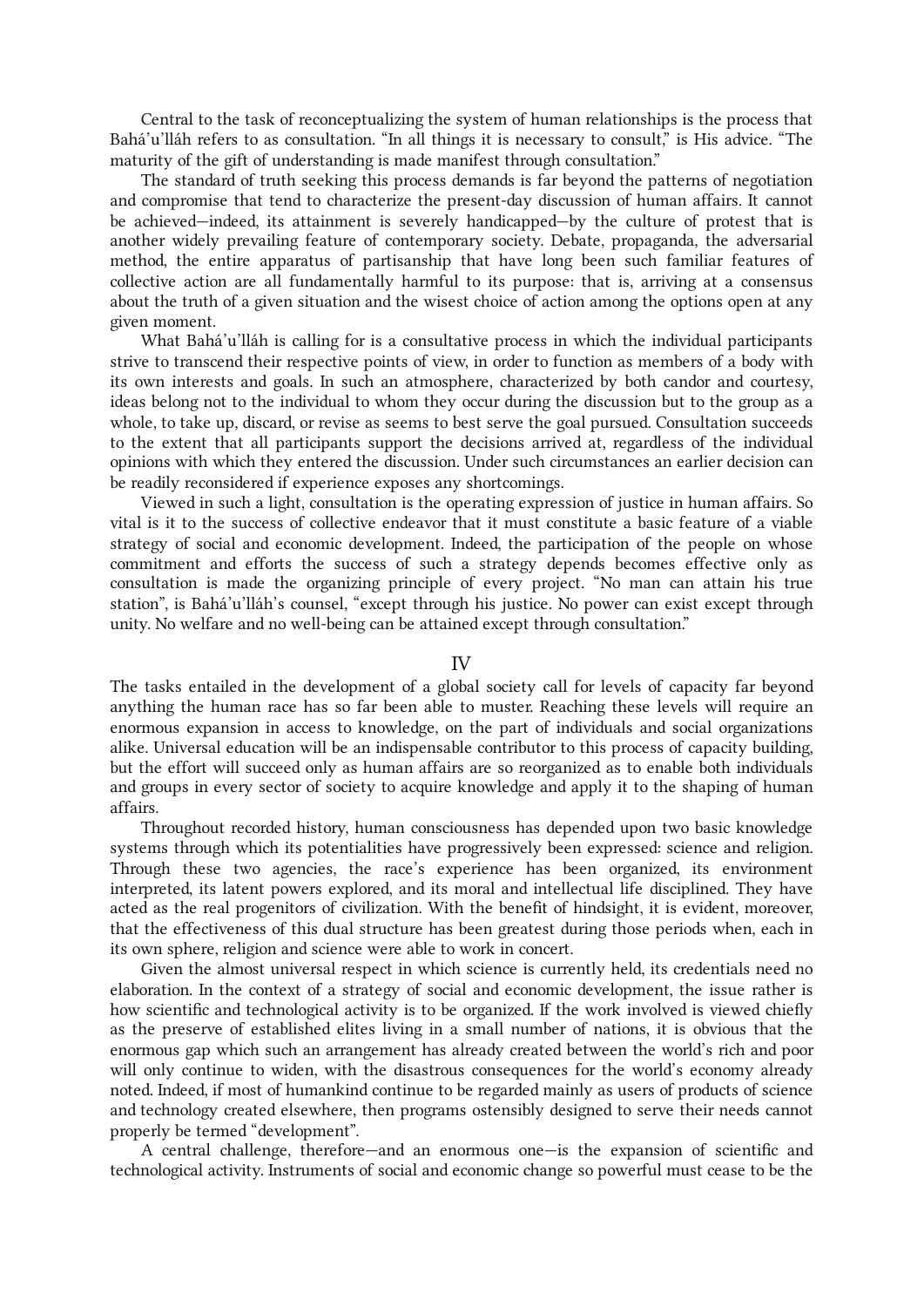Central to the task of reconceptualizing the system of human relationships is the process that Bahá'u'lláh refers to as consultation. "In all things it is necessary to consult," is His advice. "The maturity of the gift of understanding is made manifest through consultation."

The standard of truth seeking this process demands is far beyond the patterns of negotiation and compromise that tend to characterize the present-day discussion of human affairs. It cannot be achieved—indeed, its attainment is severely handicapped—by the culture of protest that is another widely prevailing feature of contemporary society. Debate, propaganda, the adversarial method, the entire apparatus of partisanship that have long been such familiar features of collective action are all fundamentally harmful to its purpose: that is, arriving at a consensus about the truth of a given situation and the wisest choice of action among the options open at any given moment.

What Bahá'u'lláh is calling for is a consultative process in which the individual participants strive to transcend their respective points of view, in order to function as members of a body with its own interests and goals. In such an atmosphere, characterized by both candor and courtesy, ideas belong not to the individual to whom they occur during the discussion but to the group as a whole, to take up, discard, or revise as seems to best serve the goal pursued. Consultation succeeds to the extent that all participants support the decisions arrived at, regardless of the individual opinions with which they entered the discussion. Under such circumstances an earlier decision can be readily reconsidered if experience exposes any shortcomings.

Viewed in such a light, consultation is the operating expression of justice in human affairs. So vital is it to the success of collective endeavor that it must constitute a basic feature of a viable strategy of social and economic development. Indeed, the participation of the people on whose commitment and efforts the success of such a strategy depends becomes effective only as consultation is made the organizing principle of every project. "No man can attain his true station", is Bahá'u'lláh's counsel, "except through his justice. No power can exist except through unity. No welfare and no well-being can be attained except through consultation."

## IV

The tasks entailed in the development of a global society call for levels of capacity far beyond anything the human race has so far been able to muster. Reaching these levels will require an enormous expansion in access to knowledge, on the part of individuals and social organizations alike. Universal education will be an indispensable contributor to this process of capacity building, but the effort will succeed only as human affairs are so reorganized as to enable both individuals and groups in every sector of society to acquire knowledge and apply it to the shaping of human affairs.

Throughout recorded history, human consciousness has depended upon two basic knowledge systems through which its potentialities have progressively been expressed: science and religion. Through these two agencies, the race's experience has been organized, its environment interpreted, its latent powers explored, and its moral and intellectual life disciplined. They have acted as the real progenitors of civilization. With the benefit of hindsight, it is evident, moreover, that the effectiveness of this dual structure has been greatest during those periods when, each in its own sphere, religion and science were able to work in concert.

Given the almost universal respect in which science is currently held, its credentials need no elaboration. In the context of a strategy of social and economic development, the issue rather is how scientific and technological activity is to be organized. If the work involved is viewed chiefly as the preserve of established elites living in a small number of nations, it is obvious that the enormous gap which such an arrangement has already created between the world's rich and poor will only continue to widen, with the disastrous consequences for the world's economy already noted. Indeed, if most of humankind continue to be regarded mainly as users of products of science and technology created elsewhere, then programs ostensibly designed to serve their needs cannot properly be termed "development".

A central challenge, therefore—and an enormous one—is the expansion of scientific and technological activity. Instruments of social and economic change so powerful must cease to be the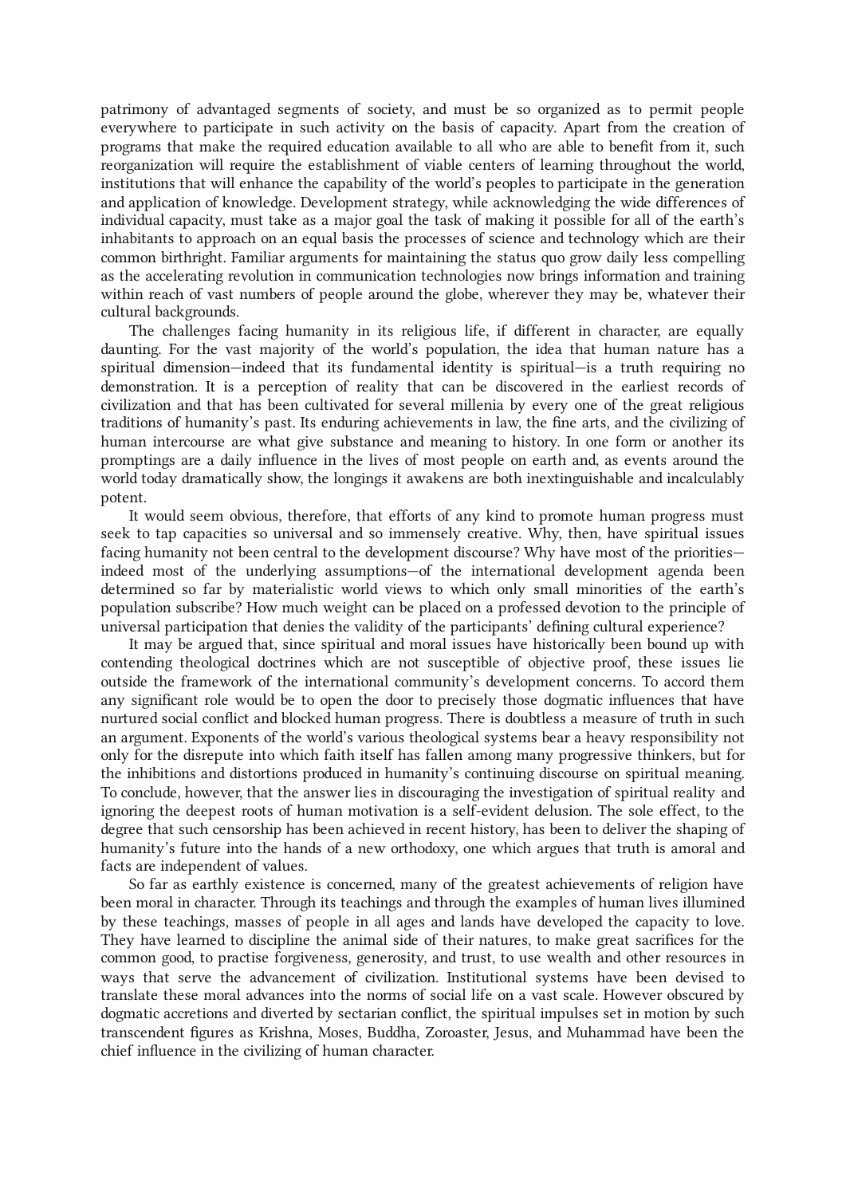patrimony of advantaged segments of society, and must be so organized as to permit people everywhere to participate in such activity on the basis of capacity. Apart from the creation of programs that make the required education available to all who are able to benefit from it, such reorganization will require the establishment of viable centers of learning throughout the world, institutions that will enhance the capability of the world's peoples to participate in the generation and application of knowledge. Development strategy, while acknowledging the wide differences of individual capacity, must take as a major goal the task of making it possible for all of the earth's inhabitants to approach on an equal basis the processes of science and technology which are their common birthright. Familiar arguments for maintaining the status quo grow daily less compelling as the accelerating revolution in communication technologies now brings information and training within reach of vast numbers of people around the globe, wherever they may be, whatever their cultural backgrounds.

The challenges facing humanity in its religious life, if different in character, are equally daunting. For the vast majority of the world's population, the idea that human nature has a spiritual dimension—indeed that its fundamental identity is spiritual—is a truth requiring no demonstration. It is a perception of reality that can be discovered in the earliest records of civilization and that has been cultivated for several millenia by every one of the great religious traditions of humanity's past. Its enduring achievements in law, the fine arts, and the civilizing of human intercourse are what give substance and meaning to history. In one form or another its promptings are a daily influence in the lives of most people on earth and, as events around the world today dramatically show, the longings it awakens are both inextinguishable and incalculably potent.

It would seem obvious, therefore, that efforts of any kind to promote human progress must seek to tap capacities so universal and so immensely creative. Why, then, have spiritual issues facing humanity not been central to the development discourse? Why have most of the priorities—indeed most of the underlying assumptions—of the international development agenda been determined so far by materialistic world views to which only small minorities of the earth's population subscribe? How much weight can be placed on a professed devotion to the principle of universal participation that denies the validity of the participants' defining cultural experience?

It may be argued that, since spiritual and moral issues have historically been bound up with contending theological doctrines which are not susceptible of objective proof, these issues lie outside the framework of the international community's development concerns. To accord them any significant role would be to open the door to precisely those dogmatic influences that have nurtured social conflict and blocked human progress. There is doubtless a measure of truth in such an argument. Exponents of the world's various theological systems bear a heavy responsibility not only for the disrepute into which faith itself has fallen among many progressive thinkers, but for the inhibitions and distortions produced in humanity's continuing discourse on spiritual meaning. To conclude, however, that the answer lies in discouraging the investigation of spiritual reality and ignoring the deepest roots of human motivation is a self-evident delusion. The sole effect, to the degree that such censorship has been achieved in recent history, has been to deliver the shaping of humanity's future into the hands of a new orthodoxy, one which argues that truth is amoral and facts are independent of values.

So far as earthly existence is concerned, many of the greatest achievements of religion have been moral in character. Through its teachings and through the examples of human lives illumined by these teachings, masses of people in all ages and lands have developed the capacity to love. They have learned to discipline the animal side of their natures, to make great sacrifices for the common good, to practise forgiveness, generosity, and trust, to use wealth and other resources in ways that serve the advancement of civilization. Institutional systems have been devised to translate these moral advances into the norms of social life on a vast scale. However obscured by dogmatic accretions and diverted by sectarian conflict, the spiritual impulses set in motion by such transcendent figures as Krishna, Moses, Buddha, Zoroaster, Jesus, and Muhammad have been the chief influence in the civilizing of human character.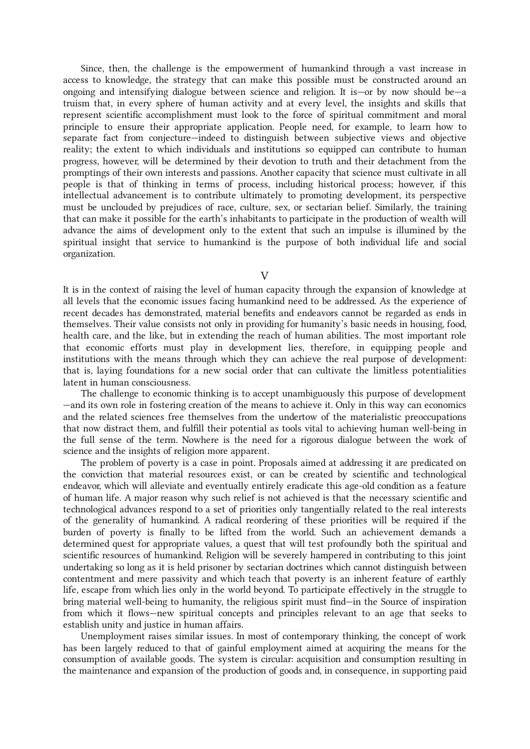Since, then, the challenge is the empowerment of humankind through a vast increase in access to knowledge, the strategy that can make this possible must be constructed around an ongoing and intensifying dialogue between science and religion. It is—or by now should be—a truism that, in every sphere of human activity and at every level, the insights and skills that represent scientific accomplishment must look to the force of spiritual commitment and moral principle to ensure their appropriate application. People need, for example, to learn how to separate fact from conjecture—indeed to distinguish between subjective views and objective reality; the extent to which individuals and institutions so equipped can contribute to human progress, however, will be determined by their devotion to truth and their detachment from the promptings of their own interests and passions. Another capacity that science must cultivate in all people is that of thinking in terms of process, including historical process; however, if this intellectual advancement is to contribute ultimately to promoting development, its perspective must be unclouded by prejudices of race, culture, sex, or sectarian belief. Similarly, the training that can make it possible for the earth's inhabitants to participate in the production of wealth will advance the aims of development only to the extent that such an impulse is illumined by the spiritual insight that service to humankind is the purpose of both individual life and social organization.

## V

It is in the context of raising the level of human capacity through the expansion of knowledge at all levels that the economic issues facing humankind need to be addressed. As the experience of recent decades has demonstrated, material benefits and endeavors cannot be regarded as ends in themselves. Their value consists not only in providing for humanity's basic needs in housing, food, health care, and the like, but in extending the reach of human abilities. The most important role that economic efforts must play in development lies, therefore, in equipping people and institutions with the means through which they can achieve the real purpose of development: that is, laying foundations for a new social order that can cultivate the limitless potentialities latent in human consciousness.

The challenge to economic thinking is to accept unambiguously this purpose of development—and its own role in fostering creation of the means to achieve it. Only in this way can economics and the related sciences free themselves from the undertow of the materialistic preoccupations that now distract them, and fulfill their potential as tools vital to achieving human well-being in the full sense of the term. Nowhere is the need for a rigorous dialogue between the work of science and the insights of religion more apparent.

The problem of poverty is a case in point. Proposals aimed at addressing it are predicated on the conviction that material resources exist, or can be created by scientific and technological endeavor, which will alleviate and eventually entirely eradicate this age-old condition as a feature of human life. A major reason why such relief is not achieved is that the necessary scientific and technological advances respond to a set of priorities only tangentially related to the real interests of the generality of humankind. A radical reordering of these priorities will be required if the burden of poverty is finally to be lifted from the world. Such an achievement demands a determined quest for appropriate values, a quest that will test profoundly both the spiritual and scientific resources of humankind. Religion will be severely hampered in contributing to this joint undertaking so long as it is held prisoner by sectarian doctrines which cannot distinguish between contentment and mere passivity and which teach that poverty is an inherent feature of earthly life, escape from which lies only in the world beyond. To participate effectively in the struggle to bring material well-being to humanity, the religious spirit must find—in the Source of inspiration from which it flows—new spiritual concepts and principles relevant to an age that seeks to establish unity and justice in human affairs.

Unemployment raises similar issues. In most of contemporary thinking, the concept of work has been largely reduced to that of gainful employment aimed at acquiring the means for the consumption of available goods. The system is circular: acquisition and consumption resulting in the maintenance and expansion of the production of goods and, in consequence, in supporting paid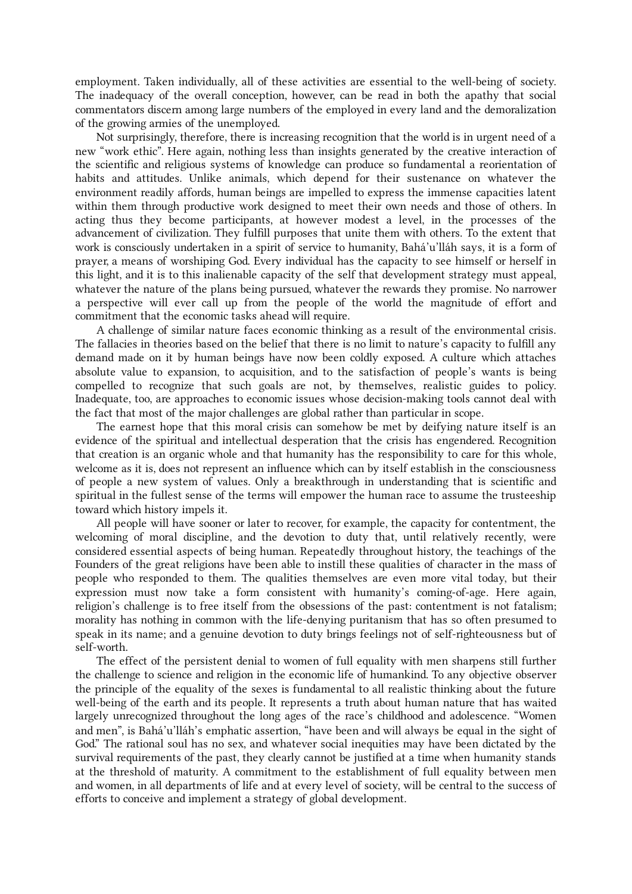employment. Taken individually, all of these activities are essential to the well-being of society. The inadequacy of the overall conception, however, can be read in both the apathy that social commentators discern among large numbers of the employed in every land and the demoralization of the growing armies of the unemployed.

Not surprisingly, therefore, there is increasing recognition that the world is in urgent need of a new "work ethic". Here again, nothing less than insights generated by the creative interaction of the scientific and religious systems of knowledge can produce so fundamental a reorientation of habits and attitudes. Unlike animals, which depend for their sustenance on whatever the environment readily affords, human beings are impelled to express the immense capacities latent within them through productive work designed to meet their own needs and those of others. In acting thus they become participants, at however modest a level, in the processes of the advancement of civilization. They fulfill purposes that unite them with others. To the extent that work is consciously undertaken in a spirit of service to humanity, Bahá'u'lláh says, it is a form of prayer, a means of worshiping God. Every individual has the capacity to see himself or herself in this light, and it is to this inalienable capacity of the self that development strategy must appeal, whatever the nature of the plans being pursued, whatever the rewards they promise. No narrower a perspective will ever call up from the people of the world the magnitude of effort and commitment that the economic tasks ahead will require.

A challenge of similar nature faces economic thinking as a result of the environmental crisis. The fallacies in theories based on the belief that there is no limit to nature's capacity to fulfill any demand made on it by human beings have now been coldly exposed. A culture which attaches absolute value to expansion, to acquisition, and to the satisfaction of people's wants is being compelled to recognize that such goals are not, by themselves, realistic guides to policy. Inadequate, too, are approaches to economic issues whose decision-making tools cannot deal with the fact that most of the major challenges are global rather than particular in scope.

The earnest hope that this moral crisis can somehow be met by deifying nature itself is an evidence of the spiritual and intellectual desperation that the crisis has engendered. Recognition that creation is an organic whole and that humanity has the responsibility to care for this whole, welcome as it is, does not represent an influence which can by itself establish in the consciousness of people a new system of values. Only a breakthrough in understanding that is scientific and spiritual in the fullest sense of the terms will empower the human race to assume the trusteeship toward which history impels it.

All people will have sooner or later to recover, for example, the capacity for contentment, the welcoming of moral discipline, and the devotion to duty that, until relatively recently, were considered essential aspects of being human. Repeatedly throughout history, the teachings of the Founders of the great religions have been able to instill these qualities of character in the mass of people who responded to them. The qualities themselves are even more vital today, but their expression must now take a form consistent with humanity's coming-of-age. Here again, religion's challenge is to free itself from the obsessions of the past: contentment is not fatalism; morality has nothing in common with the life-denying puritanism that has so often presumed to speak in its name; and a genuine devotion to duty brings feelings not of self-righteousness but of self-worth.

The effect of the persistent denial to women of full equality with men sharpens still further the challenge to science and religion in the economic life of humankind. To any objective observer the principle of the equality of the sexes is fundamental to all realistic thinking about the future well-being of the earth and its people. It represents a truth about human nature that has waited largely unrecognized throughout the long ages of the race's childhood and adolescence. "Women and men", is Bahá'u'lláh's emphatic assertion, "have been and will always be equal in the sight of God." The rational soul has no sex, and whatever social inequities may have been dictated by the survival requirements of the past, they clearly cannot be justified at a time when humanity stands at the threshold of maturity. A commitment to the establishment of full equality between men and women, in all departments of life and at every level of society, will be central to the success of efforts to conceive and implement a strategy of global development.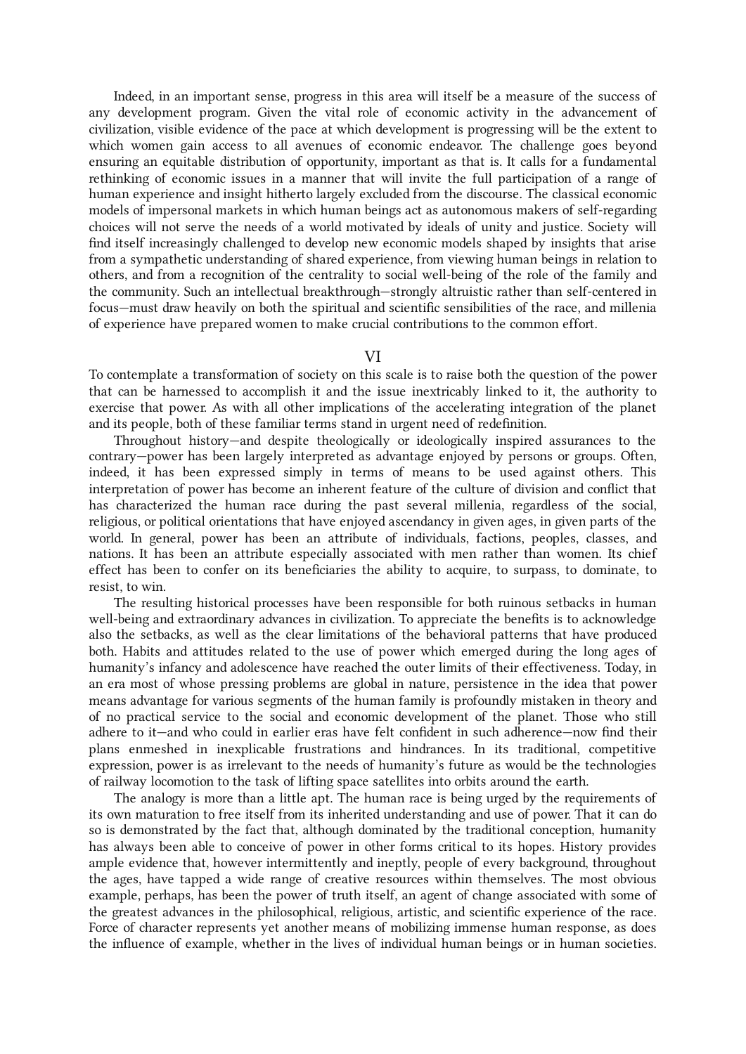Indeed, in an important sense, progress in this area will itself be a measure of the success of any development program. Given the vital role of economic activity in the advancement of civilization, visible evidence of the pace at which development is progressing will be the extent to which women gain access to all avenues of economic endeavor. The challenge goes beyond ensuring an equitable distribution of opportunity, important as that is. It calls for a fundamental rethinking of economic issues in a manner that will invite the full participation of a range of human experience and insight hitherto largely excluded from the discourse. The classical economic models of impersonal markets in which human beings act as autonomous makers of self-regarding choices will not serve the needs of a world motivated by ideals of unity and justice. Society will find itself increasingly challenged to develop new economic models shaped by insights that arise from a sympathetic understanding of shared experience, from viewing human beings in relation to others, and from a recognition of the centrality to social well-being of the role of the family and the community. Such an intellectual breakthrough—strongly altruistic rather than self-centered in focus—must draw heavily on both the spiritual and scientific sensibilities of the race, and millenia of experience have prepared women to make crucial contributions to the common effort.

## VI

To contemplate a transformation of society on this scale is to raise both the question of the power that can be harnessed to accomplish it and the issue inextricably linked to it, the authority to exercise that power. As with all other implications of the accelerating integration of the planet and its people, both of these familiar terms stand in urgent need of redefinition.

Throughout history—and despite theologically or ideologically inspired assurances to the contrary—power has been largely interpreted as advantage enjoyed by persons or groups. Often, indeed, it has been expressed simply in terms of means to be used against others. This interpretation of power has become an inherent feature of the culture of division and conflict that has characterized the human race during the past several millenia, regardless of the social, religious, or political orientations that have enjoyed ascendancy in given ages, in given parts of the world. In general, power has been an attribute of individuals, factions, peoples, classes, and nations. It has been an attribute especially associated with men rather than women. Its chief effect has been to confer on its beneficiaries the ability to acquire, to surpass, to dominate, to resist, to win.

The resulting historical processes have been responsible for both ruinous setbacks in human well-being and extraordinary advances in civilization. To appreciate the benefits is to acknowledge also the setbacks, as well as the clear limitations of the behavioral patterns that have produced both. Habits and attitudes related to the use of power which emerged during the long ages of humanity's infancy and adolescence have reached the outer limits of their effectiveness. Today, in an era most of whose pressing problems are global in nature, persistence in the idea that power means advantage for various segments of the human family is profoundly mistaken in theory and of no practical service to the social and economic development of the planet. Those who still adhere to it—and who could in earlier eras have felt confident in such adherence—now find their plans enmeshed in inexplicable frustrations and hindrances. In its traditional, competitive expression, power is as irrelevant to the needs of humanity's future as would be the technologies of railway locomotion to the task of lifting space satellites into orbits around the earth.

The analogy is more than a little apt. The human race is being urged by the requirements of its own maturation to free itself from its inherited understanding and use of power. That it can do so is demonstrated by the fact that, although dominated by the traditional conception, humanity has always been able to conceive of power in other forms critical to its hopes. History provides ample evidence that, however intermittently and ineptly, people of every background, throughout the ages, have tapped a wide range of creative resources within themselves. The most obvious example, perhaps, has been the power of truth itself, an agent of change associated with some of the greatest advances in the philosophical, religious, artistic, and scientific experience of the race. Force of character represents yet another means of mobilizing immense human response, as does the influence of example, whether in the lives of individual human beings or in human societies.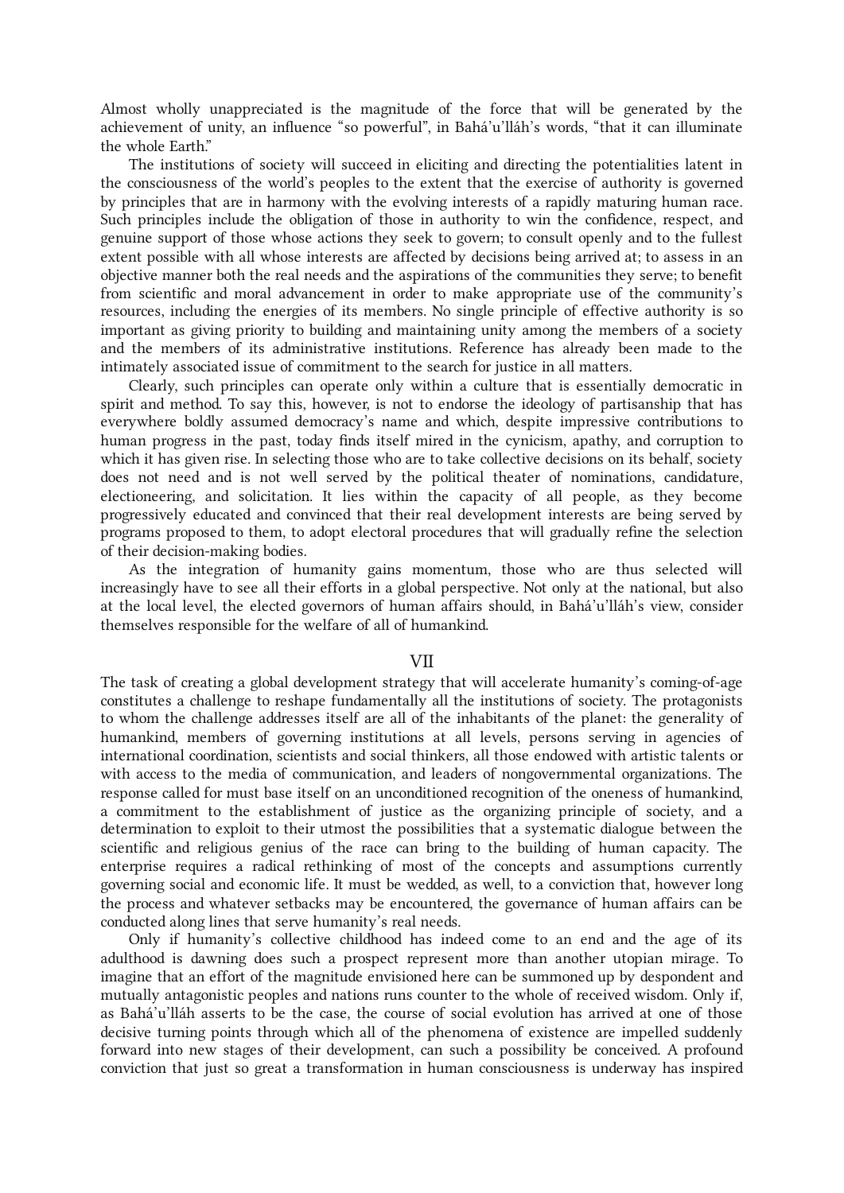Almost wholly unappreciated is the magnitude of the force that will be generated by the achievement of unity, an influence "so powerful", in Bahá'u'lláh's words, "that it can illuminate the whole Earth."

The institutions of society will succeed in eliciting and directing the potentialities latent in the consciousness of the world's peoples to the extent that the exercise of authority is governed by principles that are in harmony with the evolving interests of a rapidly maturing human race. Such principles include the obligation of those in authority to win the confidence, respect, and genuine support of those whose actions they seek to govern; to consult openly and to the fullest extent possible with all whose interests are affected by decisions being arrived at; to assess in an objective manner both the real needs and the aspirations of the communities they serve; to benefit from scientific and moral advancement in order to make appropriate use of the community's resources, including the energies of its members. No single principle of effective authority is so important as giving priority to building and maintaining unity among the members of a society and the members of its administrative institutions. Reference has already been made to the intimately associated issue of commitment to the search for justice in all matters.

Clearly, such principles can operate only within a culture that is essentially democratic in spirit and method. To say this, however, is not to endorse the ideology of partisanship that has everywhere boldly assumed democracy's name and which, despite impressive contributions to human progress in the past, today finds itself mired in the cynicism, apathy, and corruption to which it has given rise. In selecting those who are to take collective decisions on its behalf, society does not need and is not well served by the political theater of nominations, candidature, electioneering, and solicitation. It lies within the capacity of all people, as they become progressively educated and convinced that their real development interests are being served by programs proposed to them, to adopt electoral procedures that will gradually refine the selection of their decision-making bodies.

As the integration of humanity gains momentum, those who are thus selected will increasingly have to see all their efforts in a global perspective. Not only at the national, but also at the local level, the elected governors of human affairs should, in Bahá'u'lláh's view, consider themselves responsible for the welfare of all of humankind.

## VII

The task of creating a global development strategy that will accelerate humanity's coming-of-age constitutes a challenge to reshape fundamentally all the institutions of society. The protagonists to whom the challenge addresses itself are all of the inhabitants of the planet: the generality of humankind, members of governing institutions at all levels, persons serving in agencies of international coordination, scientists and social thinkers, all those endowed with artistic talents or with access to the media of communication, and leaders of nongovernmental organizations. The response called for must base itself on an unconditioned recognition of the oneness of humankind, a commitment to the establishment of justice as the organizing principle of society, and a determination to exploit to their utmost the possibilities that a systematic dialogue between the scientific and religious genius of the race can bring to the building of human capacity. The enterprise requires a radical rethinking of most of the concepts and assumptions currently governing social and economic life. It must be wedded, as well, to a conviction that, however long the process and whatever setbacks may be encountered, the governance of human affairs can be conducted along lines that serve humanity's real needs.

Only if humanity's collective childhood has indeed come to an end and the age of its adulthood is dawning does such a prospect represent more than another utopian mirage. To imagine that an effort of the magnitude envisioned here can be summoned up by despondent and mutually antagonistic peoples and nations runs counter to the whole of received wisdom. Only if, as Bahá'u'lláh asserts to be the case, the course of social evolution has arrived at one of those decisive turning points through which all of the phenomena of existence are impelled suddenly forward into new stages of their development, can such a possibility be conceived. A profound conviction that just so great a transformation in human consciousness is underway has inspired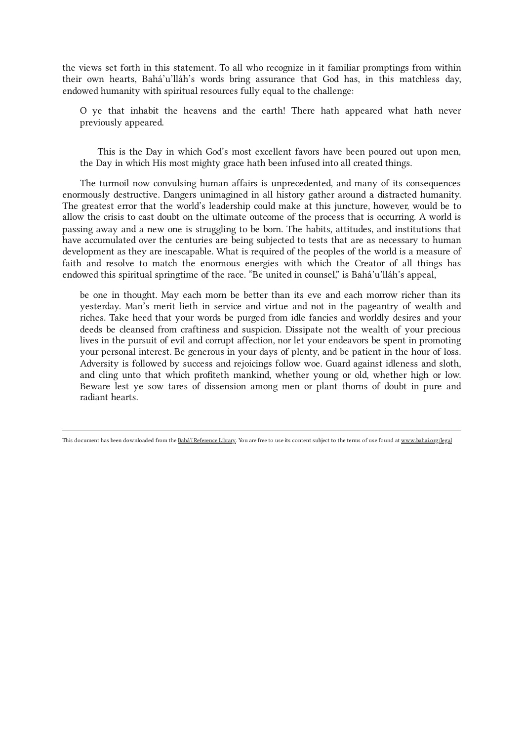the views set forth in this statement. To all who recognize in it familiar promptings from within their own hearts, Bahá'u'lláh's words bring assurance that God has, in this matchless day, endowed humanity with spiritual resources fully equal to the challenge:

> O ye that inhabit the heavens and the earth! There hath appeared what hath never previously appeared.
>
> This is the Day in which God's most excellent favors have been poured out upon men, the Day in which His most mighty grace hath been infused into all created things.

The turmoil now convulsing human affairs is unprecedented, and many of its consequences enormously destructive. Dangers unimagined in all history gather around a distracted humanity. The greatest error that the world's leadership could make at this juncture, however, would be to allow the crisis to cast doubt on the ultimate outcome of the process that is occurring. A world is passing away and a new one is struggling to be born. The habits, attitudes, and institutions that have accumulated over the centuries are being subjected to tests that are as necessary to human development as they are inescapable. What is required of the peoples of the world is a measure of faith and resolve to match the enormous energies with which the Creator of all things has endowed this spiritual springtime of the race. "Be united in counsel," is Bahá'u'lláh's appeal,

> be one in thought. May each morn be better than its eve and each morrow richer than its yesterday. Man's merit lieth in service and virtue and not in the pageantry of wealth and riches. Take heed that your words be purged from idle fancies and worldly desires and your deeds be cleansed from craftiness and suspicion. Dissipate not the wealth of your precious lives in the pursuit of evil and corrupt affection, nor let your endeavors be spent in promoting your personal interest. Be generous in your days of plenty, and be patient in the hour of loss. Adversity is followed by success and rejoicings follow woe. Guard against idleness and sloth, and cling unto that which profiteth mankind, whether young or old, whether high or low. Beware lest ye sow tares of dissension among men or plant thorns of doubt in pure and radiant hearts.

This document has been downloaded from the Bahá'í Reference Library. You are free to use its content subject to the terms of use found at www.bahai.org/legal